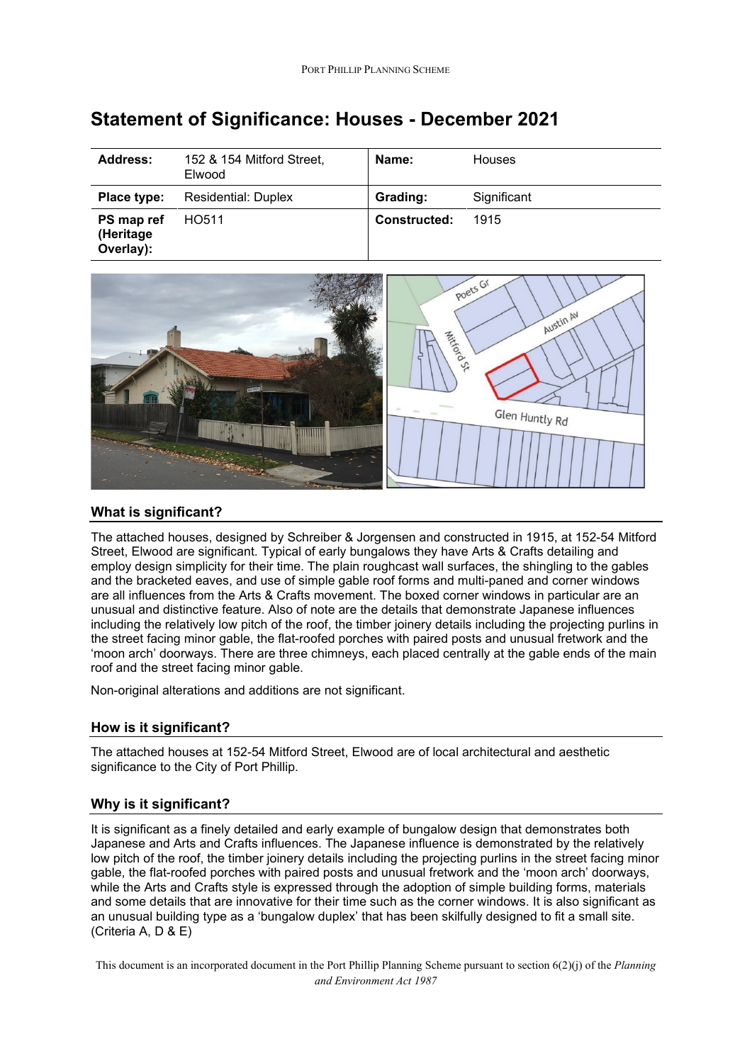# Statement of Significance: Houses - December 2021

| Address: | 152 & 154 Mitford Street, Elwood | Name: | Houses |
|---|---|---|---|
| Place type: | Residential: Duplex | Grading: | Significant |
| PS map ref (Heritage Overlay): | HO511 | Constructed: | 1915 |

## What is significant?

The attached houses, designed by Schreiber & Jorgensen and constructed in 1915, at 152-54 Mitford Street, Elwood are significant. Typical of early bungalows they have Arts & Crafts detailing and employ design simplicity for their time. The plain roughcast wall surfaces, the shingling to the gables and the bracketed eaves, and use of simple gable roof forms and multi-paned and corner windows are all influences from the Arts & Crafts movement. The boxed corner windows in particular are an unusual and distinctive feature. Also of note are the details that demonstrate Japanese influences including the relatively low pitch of the roof, the timber joinery details including the projecting purlins in the street facing minor gable, the flat-roofed porches with paired posts and unusual fretwork and the 'moon arch' doorways. There are three chimneys, each placed centrally at the gable ends of the main roof and the street facing minor gable.

Non-original alterations and additions are not significant.

## How is it significant?

The attached houses at 152-54 Mitford Street, Elwood are of local architectural and aesthetic significance to the City of Port Phillip.

## Why is it significant?

It is significant as a finely detailed and early example of bungalow design that demonstrates both Japanese and Arts and Crafts influences. The Japanese influence is demonstrated by the relatively low pitch of the roof, the timber joinery details including the projecting purlins in the street facing minor gable, the flat-roofed porches with paired posts and unusual fretwork and the 'moon arch' doorways, while the Arts and Crafts style is expressed through the adoption of simple building forms, materials and some details that are innovative for their time such as the corner windows. It is also significant as an unusual building type as a 'bungalow duplex' that has been skilfully designed to fit a small site. (Criteria A, D & E)

This document is an incorporated document in the Port Phillip Planning Scheme pursuant to section 6(2)(j) of the *Planning and Environment Act 1987*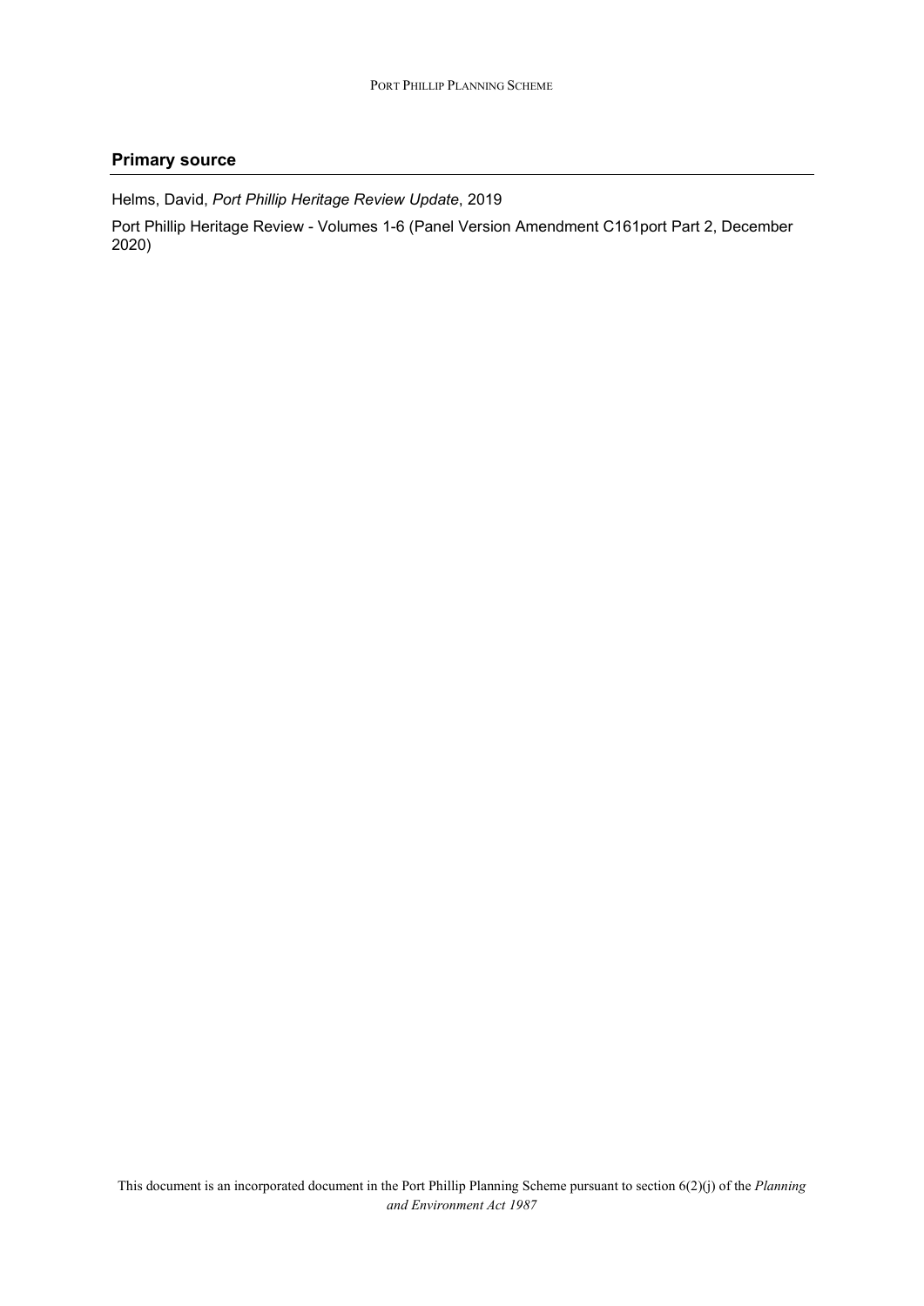## Primary source

Helms, David, *Port Phillip Heritage Review Update*, 2019

Port Phillip Heritage Review - Volumes 1-6 (Panel Version Amendment C161port Part 2, December 2020)

This document is an incorporated document in the Port Phillip Planning Scheme pursuant to section 6(2)(j) of the *Planning and Environment Act 1987*